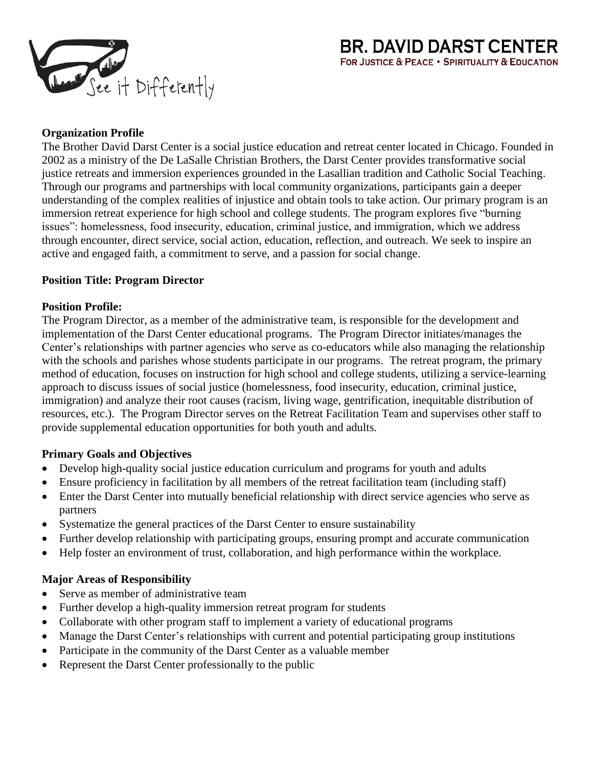# BR. DAVID DARST CENTER

FOR JUSTICE & PEACE • SPIRITUALITY & EDUCATION

See it Differently

**Organization Profile**

The Brother David Darst Center is a social justice education and retreat center located in Chicago. Founded in 2002 as a ministry of the De LaSalle Christian Brothers, the Darst Center provides transformative social justice retreats and immersion experiences grounded in the Lasallian tradition and Catholic Social Teaching. Through our programs and partnerships with local community organizations, participants gain a deeper understanding of the complex realities of injustice and obtain tools to take action. Our primary program is an immersion retreat experience for high school and college students. The program explores five "burning issues": homelessness, food insecurity, education, criminal justice, and immigration, which we address through encounter, direct service, social action, education, reflection, and outreach. We seek to inspire an active and engaged faith, a commitment to serve, and a passion for social change.

**Position Title: Program Director**

**Position Profile:**

The Program Director, as a member of the administrative team, is responsible for the development and implementation of the Darst Center educational programs. The Program Director initiates/manages the Center's relationships with partner agencies who serve as co-educators while also managing the relationship with the schools and parishes whose students participate in our programs. The retreat program, the primary method of education, focuses on instruction for high school and college students, utilizing a service-learning approach to discuss issues of social justice (homelessness, food insecurity, education, criminal justice, immigration) and analyze their root causes (racism, living wage, gentrification, inequitable distribution of resources, etc.). The Program Director serves on the Retreat Facilitation Team and supervises other staff to provide supplemental education opportunities for both youth and adults.

**Primary Goals and Objectives**

- Develop high-quality social justice education curriculum and programs for youth and adults
- Ensure proficiency in facilitation by all members of the retreat facilitation team (including staff)
- Enter the Darst Center into mutually beneficial relationship with direct service agencies who serve as partners
- Systematize the general practices of the Darst Center to ensure sustainability
- Further develop relationship with participating groups, ensuring prompt and accurate communication
- Help foster an environment of trust, collaboration, and high performance within the workplace.

**Major Areas of Responsibility**

- Serve as member of administrative team
- Further develop a high-quality immersion retreat program for students
- Collaborate with other program staff to implement a variety of educational programs
- Manage the Darst Center's relationships with current and potential participating group institutions
- Participate in the community of the Darst Center as a valuable member
- Represent the Darst Center professionally to the public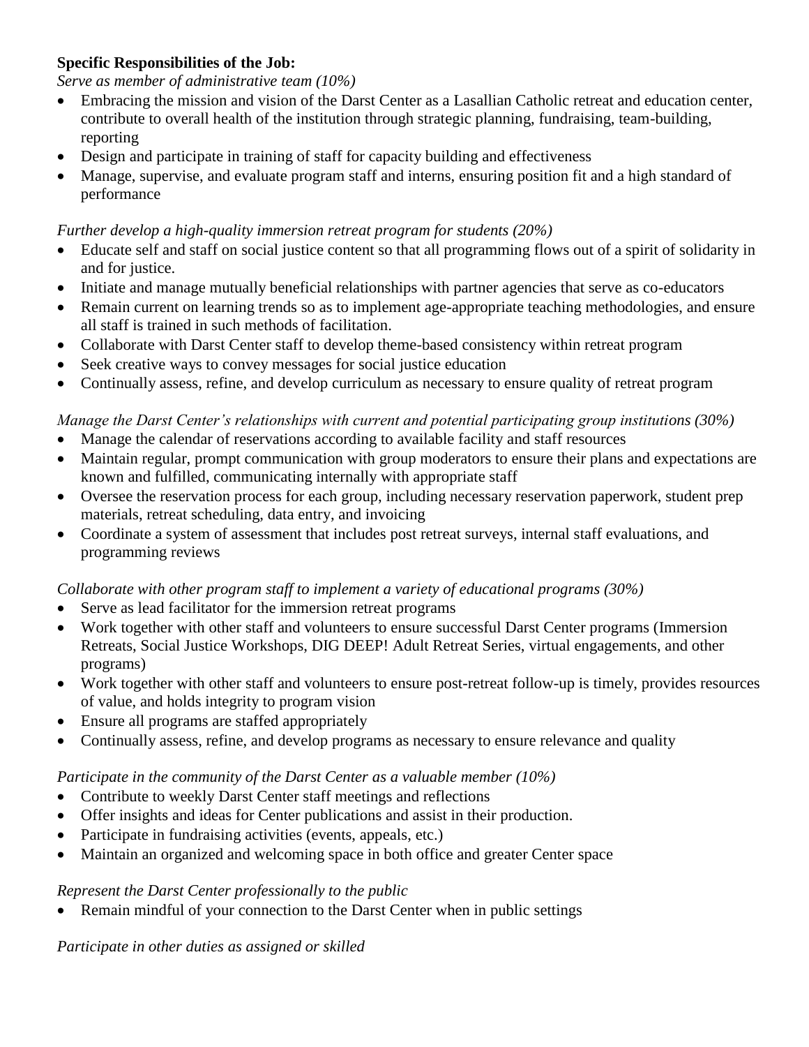**Specific Responsibilities of the Job:**

*Serve as member of administrative team (10%)*

- Embracing the mission and vision of the Darst Center as a Lasallian Catholic retreat and education center, contribute to overall health of the institution through strategic planning, fundraising, team-building, reporting
- Design and participate in training of staff for capacity building and effectiveness
- Manage, supervise, and evaluate program staff and interns, ensuring position fit and a high standard of performance

*Further develop a high-quality immersion retreat program for students (20%)*

- Educate self and staff on social justice content so that all programming flows out of a spirit of solidarity in and for justice.
- Initiate and manage mutually beneficial relationships with partner agencies that serve as co-educators
- Remain current on learning trends so as to implement age-appropriate teaching methodologies, and ensure all staff is trained in such methods of facilitation.
- Collaborate with Darst Center staff to develop theme-based consistency within retreat program
- Seek creative ways to convey messages for social justice education
- Continually assess, refine, and develop curriculum as necessary to ensure quality of retreat program

*Manage the Darst Center's relationships with current and potential participating group institutions (30%)*

- Manage the calendar of reservations according to available facility and staff resources
- Maintain regular, prompt communication with group moderators to ensure their plans and expectations are known and fulfilled, communicating internally with appropriate staff
- Oversee the reservation process for each group, including necessary reservation paperwork, student prep materials, retreat scheduling, data entry, and invoicing
- Coordinate a system of assessment that includes post retreat surveys, internal staff evaluations, and programming reviews

*Collaborate with other program staff to implement a variety of educational programs (30%)*

- Serve as lead facilitator for the immersion retreat programs
- Work together with other staff and volunteers to ensure successful Darst Center programs (Immersion Retreats, Social Justice Workshops, DIG DEEP! Adult Retreat Series, virtual engagements, and other programs)
- Work together with other staff and volunteers to ensure post-retreat follow-up is timely, provides resources of value, and holds integrity to program vision
- Ensure all programs are staffed appropriately
- Continually assess, refine, and develop programs as necessary to ensure relevance and quality

*Participate in the community of the Darst Center as a valuable member (10%)*

- Contribute to weekly Darst Center staff meetings and reflections
- Offer insights and ideas for Center publications and assist in their production.
- Participate in fundraising activities (events, appeals, etc.)
- Maintain an organized and welcoming space in both office and greater Center space

*Represent the Darst Center professionally to the public*

- Remain mindful of your connection to the Darst Center when in public settings

*Participate in other duties as assigned or skilled*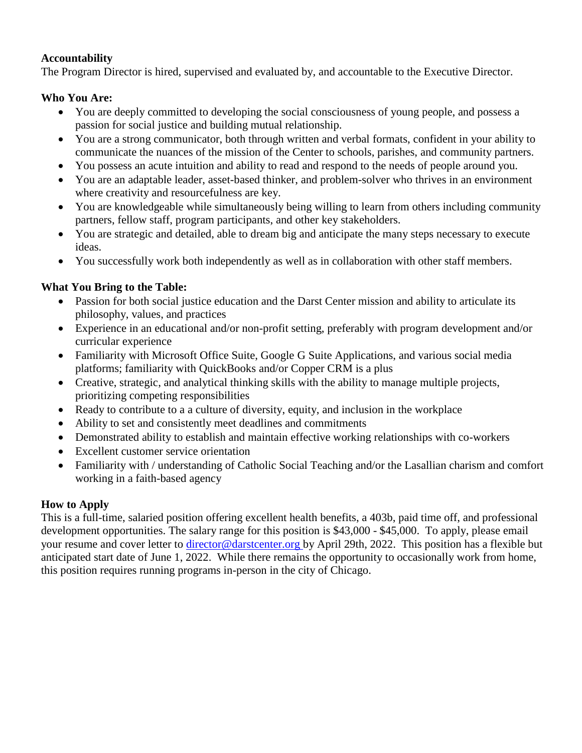**Accountability**

The Program Director is hired, supervised and evaluated by, and accountable to the Executive Director.

**Who You Are:**

- You are deeply committed to developing the social consciousness of young people, and possess a passion for social justice and building mutual relationship.
- You are a strong communicator, both through written and verbal formats, confident in your ability to communicate the nuances of the mission of the Center to schools, parishes, and community partners.
- You possess an acute intuition and ability to read and respond to the needs of people around you.
- You are an adaptable leader, asset-based thinker, and problem-solver who thrives in an environment where creativity and resourcefulness are key.
- You are knowledgeable while simultaneously being willing to learn from others including community partners, fellow staff, program participants, and other key stakeholders.
- You are strategic and detailed, able to dream big and anticipate the many steps necessary to execute ideas.
- You successfully work both independently as well as in collaboration with other staff members.

**What You Bring to the Table:**

- Passion for both social justice education and the Darst Center mission and ability to articulate its philosophy, values, and practices
- Experience in an educational and/or non-profit setting, preferably with program development and/or curricular experience
- Familiarity with Microsoft Office Suite, Google G Suite Applications, and various social media platforms; familiarity with QuickBooks and/or Copper CRM is a plus
- Creative, strategic, and analytical thinking skills with the ability to manage multiple projects, prioritizing competing responsibilities
- Ready to contribute to a a culture of diversity, equity, and inclusion in the workplace
- Ability to set and consistently meet deadlines and commitments
- Demonstrated ability to establish and maintain effective working relationships with co-workers
- Excellent customer service orientation
- Familiarity with / understanding of Catholic Social Teaching and/or the Lasallian charism and comfort working in a faith-based agency

**How to Apply**

This is a full-time, salaried position offering excellent health benefits, a 403b, paid time off, and professional development opportunities. The salary range for this position is $43,000 - $45,000. To apply, please email your resume and cover letter to director@darstcenter.org by April 29th, 2022. This position has a flexible but anticipated start date of June 1, 2022. While there remains the opportunity to occasionally work from home, this position requires running programs in-person in the city of Chicago.